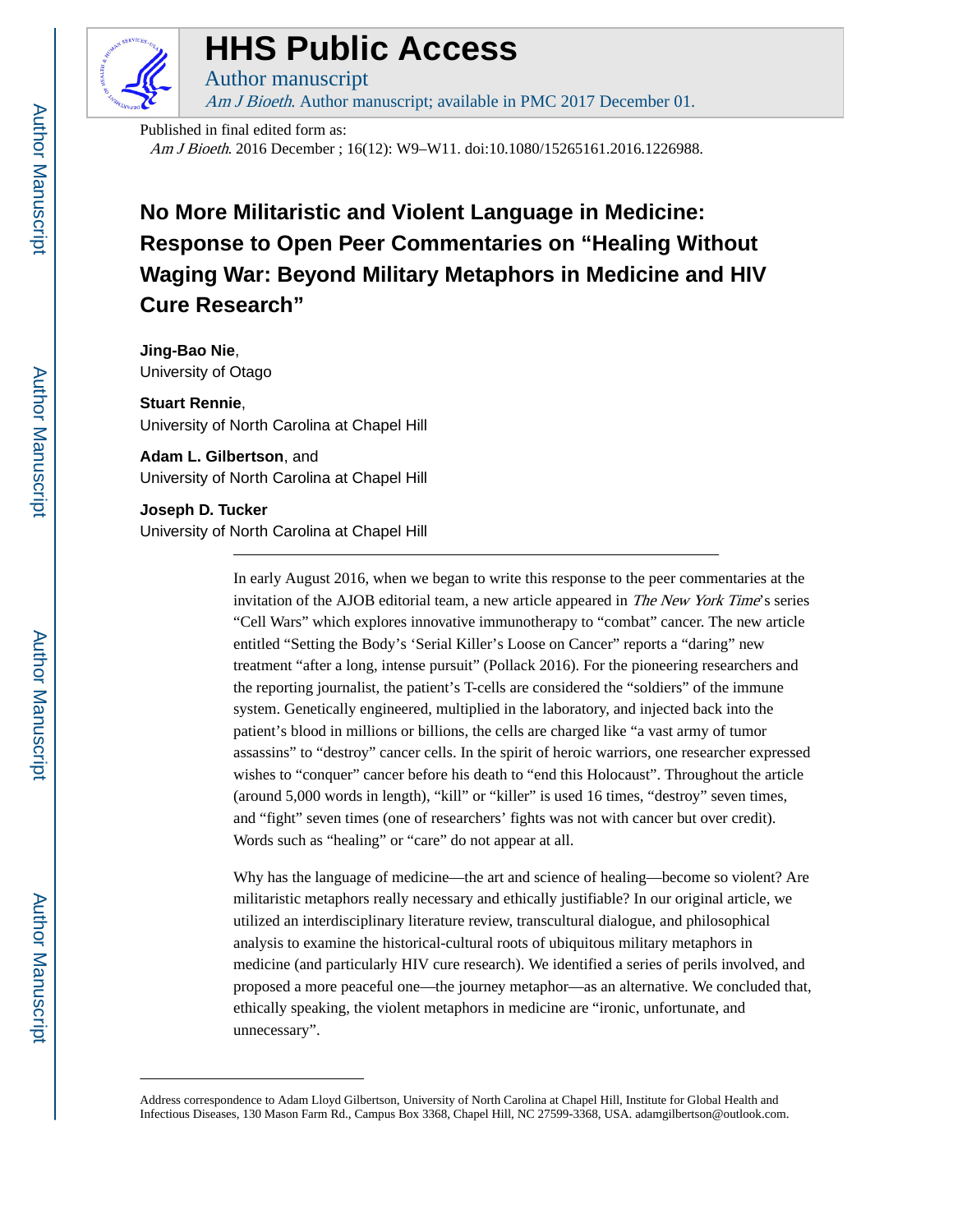# HHS Public Access

Author manuscript

*Am J Bioeth*. Author manuscript; available in PMC 2017 December 01.

Published in final edited form as:

*Am J Bioeth*. 2016 December ; 16(12): W9–W11. doi:10.1080/15265161.2016.1226988.

# No More Militaristic and Violent Language in Medicine: Response to Open Peer Commentaries on "Healing Without Waging War: Beyond Military Metaphors in Medicine and HIV Cure Research"

**Jing-Bao Nie**,
University of Otago

**Stuart Rennie**,
University of North Carolina at Chapel Hill

**Adam L. Gilbertson**, and
University of North Carolina at Chapel Hill

**Joseph D. Tucker**
University of North Carolina at Chapel Hill

In early August 2016, when we began to write this response to the peer commentaries at the invitation of the AJOB editorial team, a new article appeared in *The New York Time*'s series "Cell Wars" which explores innovative immunotherapy to "combat" cancer. The new article entitled "Setting the Body's 'Serial Killer' Loose on Cancer" reports a "daring" new treatment "after a long, intense pursuit" (Pollack 2016). For the pioneering researchers and the reporting journalist, the patient's T-cells are considered the "soldiers" of the immune system. Genetically engineered, multiplied in the laboratory, and injected back into the patient's blood in millions or billions, the cells are charged like "a vast army of tumor assassins" to "destroy" cancer cells. In the spirit of heroic warriors, one researcher expressed wishes to "conquer" cancer before his death to "end this Holocaust". Throughout the article (around 5,000 words in length), "kill" or "killer" is used 16 times, "destroy" seven times, and "fight" seven times (one of researchers' fights was not with cancer but over credit). Words such as "healing" or "care" do not appear at all.

Why has the language of medicine—the art and science of healing—become so violent? Are militaristic metaphors really necessary and ethically justifiable? In our original article, we utilized an interdisciplinary literature review, transcultural dialogue, and philosophical analysis to examine the historical-cultural roots of ubiquitous military metaphors in medicine (and particularly HIV cure research). We identified a series of perils involved, and proposed a more peaceful one—the journey metaphor—as an alternative. We concluded that, ethically speaking, the violent metaphors in medicine are "ironic, unfortunate, and unnecessary".

---

Address correspondence to Adam Lloyd Gilbertson, University of North Carolina at Chapel Hill, Institute for Global Health and Infectious Diseases, 130 Mason Farm Rd., Campus Box 3368, Chapel Hill, NC 27599-3368, USA. adamgilbertson@outlook.com.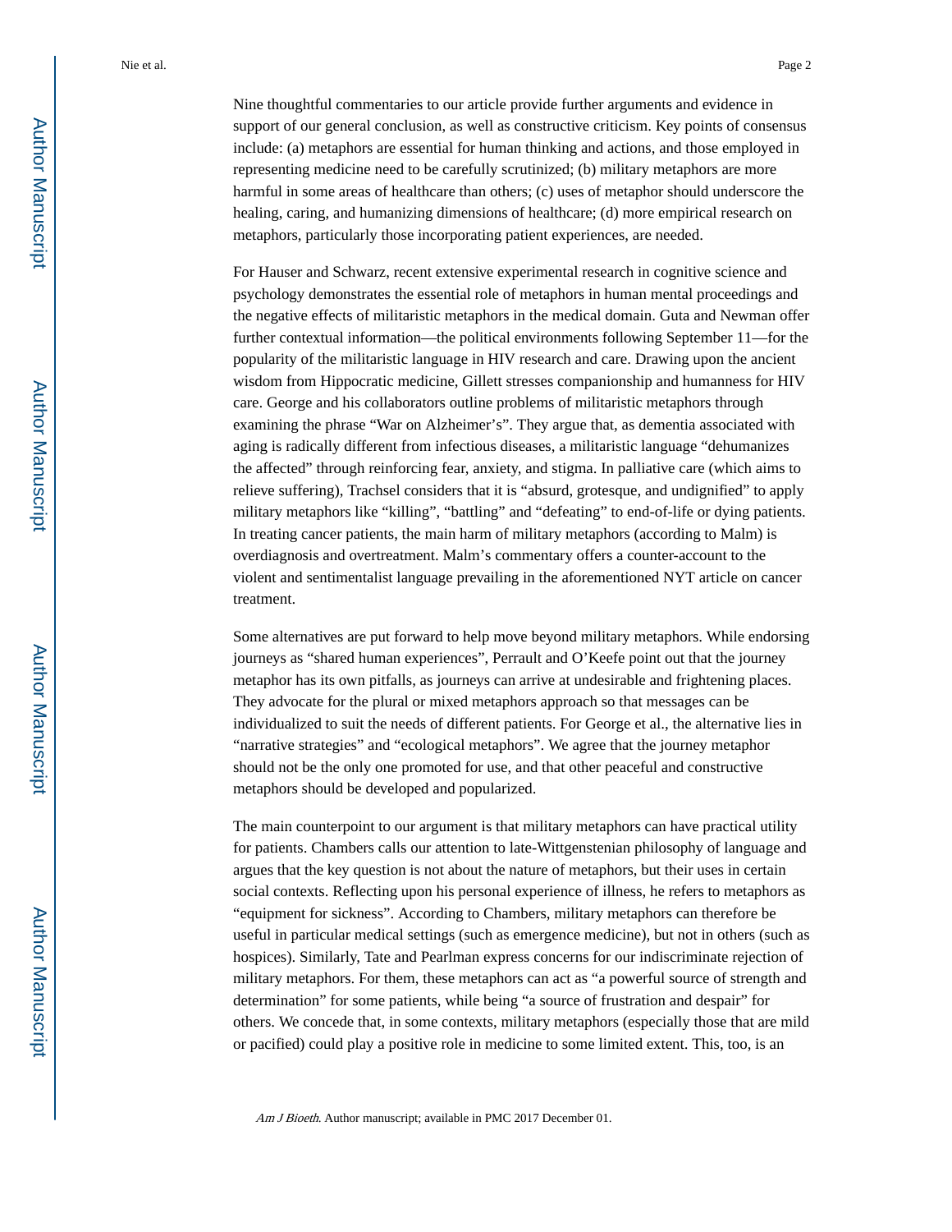Nine thoughtful commentaries to our article provide further arguments and evidence in support of our general conclusion, as well as constructive criticism. Key points of consensus include: (a) metaphors are essential for human thinking and actions, and those employed in representing medicine need to be carefully scrutinized; (b) military metaphors are more harmful in some areas of healthcare than others; (c) uses of metaphor should underscore the healing, caring, and humanizing dimensions of healthcare; (d) more empirical research on metaphors, particularly those incorporating patient experiences, are needed.

For Hauser and Schwarz, recent extensive experimental research in cognitive science and psychology demonstrates the essential role of metaphors in human mental proceedings and the negative effects of militaristic metaphors in the medical domain. Guta and Newman offer further contextual information—the political environments following September 11—for the popularity of the militaristic language in HIV research and care. Drawing upon the ancient wisdom from Hippocratic medicine, Gillett stresses companionship and humanness for HIV care. George and his collaborators outline problems of militaristic metaphors through examining the phrase "War on Alzheimer's". They argue that, as dementia associated with aging is radically different from infectious diseases, a militaristic language "dehumanizes the affected" through reinforcing fear, anxiety, and stigma. In palliative care (which aims to relieve suffering), Trachsel considers that it is "absurd, grotesque, and undignified" to apply military metaphors like "killing", "battling" and "defeating" to end-of-life or dying patients. In treating cancer patients, the main harm of military metaphors (according to Malm) is overdiagnosis and overtreatment. Malm's commentary offers a counter-account to the violent and sentimentalist language prevailing in the aforementioned NYT article on cancer treatment.

Some alternatives are put forward to help move beyond military metaphors. While endorsing journeys as "shared human experiences", Perrault and O'Keefe point out that the journey metaphor has its own pitfalls, as journeys can arrive at undesirable and frightening places. They advocate for the plural or mixed metaphors approach so that messages can be individualized to suit the needs of different patients. For George et al., the alternative lies in "narrative strategies" and "ecological metaphors". We agree that the journey metaphor should not be the only one promoted for use, and that other peaceful and constructive metaphors should be developed and popularized.

The main counterpoint to our argument is that military metaphors can have practical utility for patients. Chambers calls our attention to late-Wittgenstenian philosophy of language and argues that the key question is not about the nature of metaphors, but their uses in certain social contexts. Reflecting upon his personal experience of illness, he refers to metaphors as "equipment for sickness". According to Chambers, military metaphors can therefore be useful in particular medical settings (such as emergence medicine), but not in others (such as hospices). Similarly, Tate and Pearlman express concerns for our indiscriminate rejection of military metaphors. For them, these metaphors can act as "a powerful source of strength and determination" for some patients, while being "a source of frustration and despair" for others. We concede that, in some contexts, military metaphors (especially those that are mild or pacified) could play a positive role in medicine to some limited extent. This, too, is an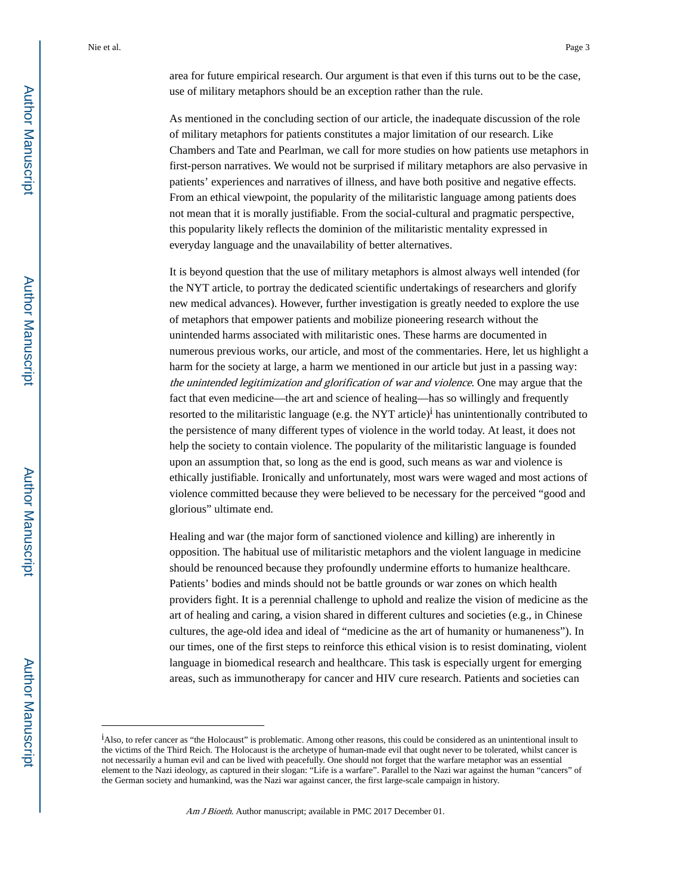area for future empirical research. Our argument is that even if this turns out to be the case, use of military metaphors should be an exception rather than the rule.

As mentioned in the concluding section of our article, the inadequate discussion of the role of military metaphors for patients constitutes a major limitation of our research. Like Chambers and Tate and Pearlman, we call for more studies on how patients use metaphors in first-person narratives. We would not be surprised if military metaphors are also pervasive in patients' experiences and narratives of illness, and have both positive and negative effects. From an ethical viewpoint, the popularity of the militaristic language among patients does not mean that it is morally justifiable. From the social-cultural and pragmatic perspective, this popularity likely reflects the dominion of the militaristic mentality expressed in everyday language and the unavailability of better alternatives.

It is beyond question that the use of military metaphors is almost always well intended (for the NYT article, to portray the dedicated scientific undertakings of researchers and glorify new medical advances). However, further investigation is greatly needed to explore the use of metaphors that empower patients and mobilize pioneering research without the unintended harms associated with militaristic ones. These harms are documented in numerous previous works, our article, and most of the commentaries. Here, let us highlight a harm for the society at large, a harm we mentioned in our article but just in a passing way: *the unintended legitimization and glorification of war and violence*. One may argue that the fact that even medicine—the art and science of healing—has so willingly and frequently resorted to the militaristic language (e.g. the NYT article)[i] has unintentionally contributed to the persistence of many different types of violence in the world today. At least, it does not help the society to contain violence. The popularity of the militaristic language is founded upon an assumption that, so long as the end is good, such means as war and violence is ethically justifiable. Ironically and unfortunately, most wars were waged and most actions of violence committed because they were believed to be necessary for the perceived "good and glorious" ultimate end.

Healing and war (the major form of sanctioned violence and killing) are inherently in opposition. The habitual use of militaristic metaphors and the violent language in medicine should be renounced because they profoundly undermine efforts to humanize healthcare. Patients' bodies and minds should not be battle grounds or war zones on which health providers fight. It is a perennial challenge to uphold and realize the vision of medicine as the art of healing and caring, a vision shared in different cultures and societies (e.g., in Chinese cultures, the age-old idea and ideal of "medicine as the art of humanity or humaneness"). In our times, one of the first steps to reinforce this ethical vision is to resist dominating, violent language in biomedical research and healthcare. This task is especially urgent for emerging areas, such as immunotherapy for cancer and HIV cure research. Patients and societies can

---

[i]Also, to refer cancer as "the Holocaust" is problematic. Among other reasons, this could be considered as an unintentional insult to the victims of the Third Reich. The Holocaust is the archetype of human-made evil that ought never to be tolerated, whilst cancer is not necessarily a human evil and can be lived with peacefully. One should not forget that the warfare metaphor was an essential element to the Nazi ideology, as captured in their slogan: "Life is a warfare". Parallel to the Nazi war against the human "cancers" of the German society and humankind, was the Nazi war against cancer, the first large-scale campaign in history.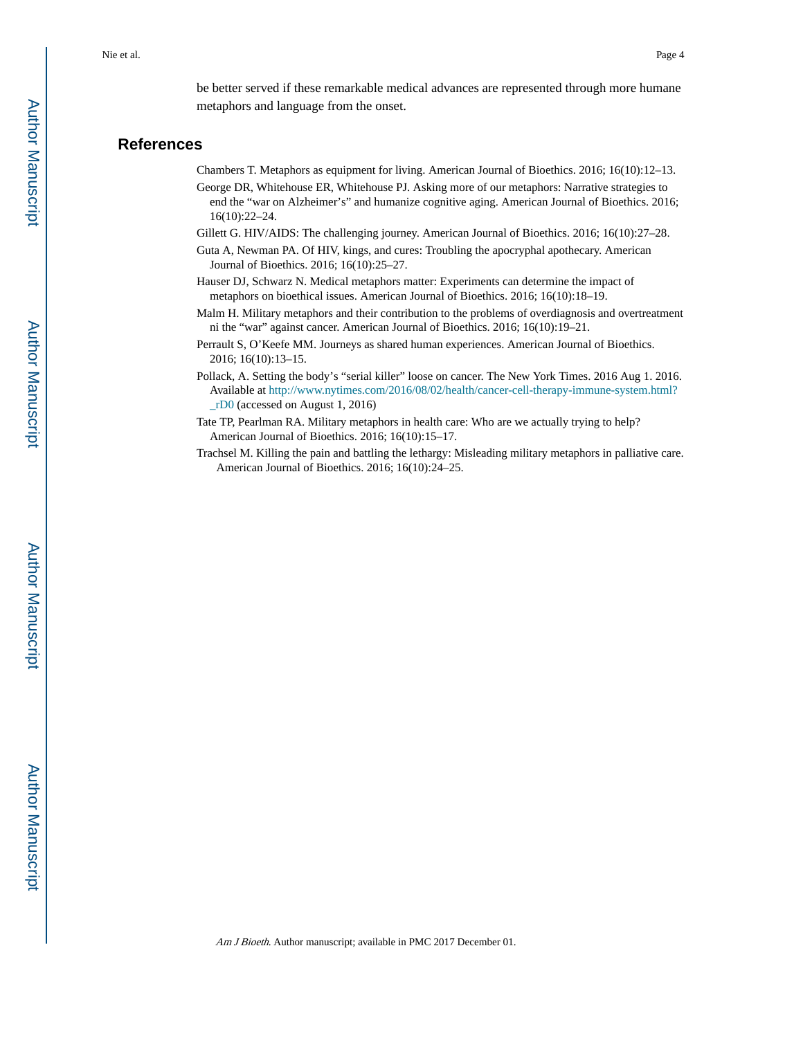be better served if these remarkable medical advances are represented through more humane metaphors and language from the onset.

## References

Chambers T. Metaphors as equipment for living. American Journal of Bioethics. 2016; 16(10):12–13.

George DR, Whitehouse ER, Whitehouse PJ. Asking more of our metaphors: Narrative strategies to end the "war on Alzheimer's" and humanize cognitive aging. American Journal of Bioethics. 2016; 16(10):22–24.

Gillett G. HIV/AIDS: The challenging journey. American Journal of Bioethics. 2016; 16(10):27–28.

Guta A, Newman PA. Of HIV, kings, and cures: Troubling the apocryphal apothecary. American Journal of Bioethics. 2016; 16(10):25–27.

Hauser DJ, Schwarz N. Medical metaphors matter: Experiments can determine the impact of metaphors on bioethical issues. American Journal of Bioethics. 2016; 16(10):18–19.

Malm H. Military metaphors and their contribution to the problems of overdiagnosis and overtreatment ni the "war" against cancer. American Journal of Bioethics. 2016; 16(10):19–21.

Perrault S, O'Keefe MM. Journeys as shared human experiences. American Journal of Bioethics. 2016; 16(10):13–15.

Pollack, A. Setting the body's "serial killer" loose on cancer. The New York Times. 2016 Aug 1. 2016. Available at http://www.nytimes.com/2016/08/02/health/cancer-cell-therapy-immune-system.html?_rD0 (accessed on August 1, 2016)

Tate TP, Pearlman RA. Military metaphors in health care: Who are we actually trying to help? American Journal of Bioethics. 2016; 16(10):15–17.

Trachsel M. Killing the pain and battling the lethargy: Misleading military metaphors in palliative care. American Journal of Bioethics. 2016; 16(10):24–25.